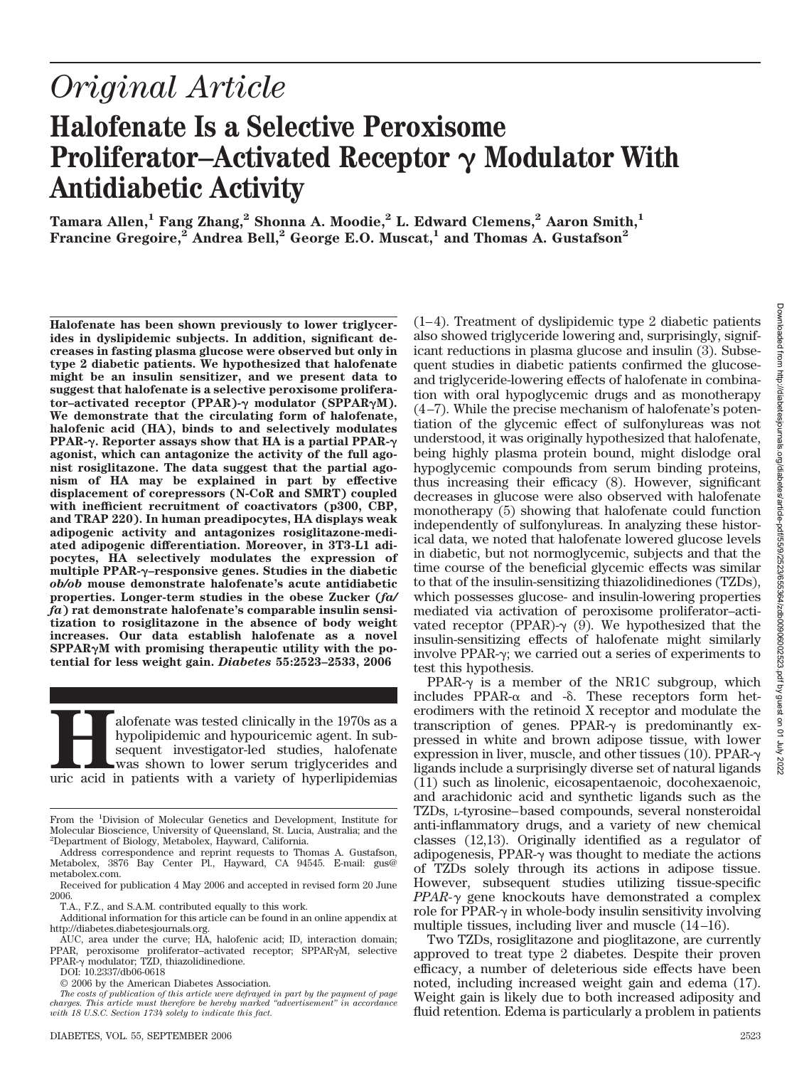# Original Article

# Halofenate Is a Selective Peroxisome Proliferator–Activated Receptor γ Modulator With Antidiabetic Activity

**Tamara Allen,[1] Fang Zhang,[2] Shonna A. Moodie,[2] L. Edward Clemens,[2] Aaron Smith,[1] Francine Gregoire,[2] Andrea Bell,[2] George E.O. Muscat,[1] and Thomas A. Gustafson[2]**

**Halofenate has been shown previously to lower triglycerides in dyslipidemic subjects. In addition, significant decreases in fasting plasma glucose were observed but only in type 2 diabetic patients. We hypothesized that halofenate might be an insulin sensitizer, and we present data to suggest that halofenate is a selective peroxisome proliferator–activated receptor (PPAR)-γ modulator (SPPARγM). We demonstrate that the circulating form of halofenate, halofenic acid (HA), binds to and selectively modulates PPAR-γ. Reporter assays show that HA is a partial PPAR-γ agonist, which can antagonize the activity of the full agonist rosiglitazone. The data suggest that the partial agonism of HA may be explained in part by effective displacement of corepressors (N-CoR and SMRT) coupled with inefficient recruitment of coactivators (p300, CBP, and TRAP 220). In human preadipocytes, HA displays weak adipogenic activity and antagonizes rosiglitazone-mediated adipogenic differentiation. Moreover, in 3T3-L1 adipocytes, HA selectively modulates the expression of multiple PPAR-γ–responsive genes. Studies in the diabetic *ob/ob* mouse demonstrate halofenate's acute antidiabetic properties. Longer-term studies in the obese Zucker (*fa/fa*) rat demonstrate halofenate's comparable insulin sensitization to rosiglitazone in the absence of body weight increases. Our data establish halofenate as a novel SPPARγM with promising therapeutic utility with the potential for less weight gain.** ***Diabetes* 55:2523–2533, 2006**

Halofenate was tested clinically in the 1970s as a hypolipidemic and hypouricemic agent. In subsequent investigator-led studies, halofenate was shown to lower serum triglycerides and uric acid in patients with a variety of hyperlipidemias (1–4). Treatment of dyslipidemic type 2 diabetic patients also showed triglyceride lowering and, surprisingly, significant reductions in plasma glucose and insulin (3). Subsequent studies in diabetic patients confirmed the glucose- and triglyceride-lowering effects of halofenate in combination with oral hypoglycemic drugs and as monotherapy (4–7). While the precise mechanism of halofenate's potentiation of the glycemic effect of sulfonylureas was not understood, it was originally hypothesized that halofenate, being highly plasma protein bound, might dislodge oral hypoglycemic compounds from serum binding proteins, thus increasing their efficacy (8). However, significant decreases in glucose were also observed with halofenate monotherapy (5) showing that halofenate could function independently of sulfonylureas. In analyzing these historical data, we noted that halofenate lowered glucose levels in diabetic, but not normoglycemic, subjects and that the time course of the beneficial glycemic effects was similar to that of the insulin-sensitizing thiazolidinediones (TZDs), which possesses glucose- and insulin-lowering properties mediated via activation of peroxisome proliferator–activated receptor (PPAR)-γ (9). We hypothesized that the insulin-sensitizing effects of halofenate might similarly involve PPAR-γ; we carried out a series of experiments to test this hypothesis.

PPAR-γ is a member of the NR1C subgroup, which includes PPAR-α and -δ. These receptors form heterodimers with the retinoid X receptor and modulate the transcription of genes. PPAR-γ is predominantly expressed in white and brown adipose tissue, with lower expression in liver, muscle, and other tissues (10). PPAR-γ ligands include a surprisingly diverse set of natural ligands (11) such as linolenic, eicosapentaenoic, docohexaenoic, and arachidonic acid and synthetic ligands such as the TZDs, L-tyrosine–based compounds, several nonsteroidal anti-inflammatory drugs, and a variety of new chemical classes (12,13). Originally identified as a regulator of adipogenesis, PPAR-γ was thought to mediate the actions of TZDs solely through its actions in adipose tissue. However, subsequent studies utilizing tissue-specific *PPAR-γ* gene knockouts have demonstrated a complex role for PPAR-γ in whole-body insulin sensitivity involving multiple tissues, including liver and muscle (14–16).

Two TZDs, rosiglitazone and pioglitazone, are currently approved to treat type 2 diabetes. Despite their proven efficacy, a number of deleterious side effects have been noted, including increased weight gain and edema (17). Weight gain is likely due to both increased adiposity and fluid retention. Edema is particularly a problem in patients

From the [1]Division of Molecular Genetics and Development, Institute for Molecular Bioscience, University of Queensland, St. Lucia, Australia; and the [2]Department of Biology, Metabolex, Hayward, California.

Address correspondence and reprint requests to Thomas A. Gustafson, Metabolex, 3876 Bay Center Pl., Hayward, CA 94545. E-mail: gus@metabolex.com.

Received for publication 4 May 2006 and accepted in revised form 20 June 2006.

T.A., F.Z., and S.A.M. contributed equally to this work.

Additional information for this article can be found in an online appendix at http://diabetes.diabetesjournals.org.

AUC, area under the curve; HA, halofenic acid; ID, interaction domain; PPAR, peroxisome proliferator–activated receptor; SPPARγM, selective PPAR-γ modulator; TZD, thiazolidinedione.

DOI: 10.2337/db06-0618

© 2006 by the American Diabetes Association.

*The costs of publication of this article were defrayed in part by the payment of page charges. This article must therefore be hereby marked "advertisement" in accordance with 18 U.S.C. Section 1734 solely to indicate this fact.*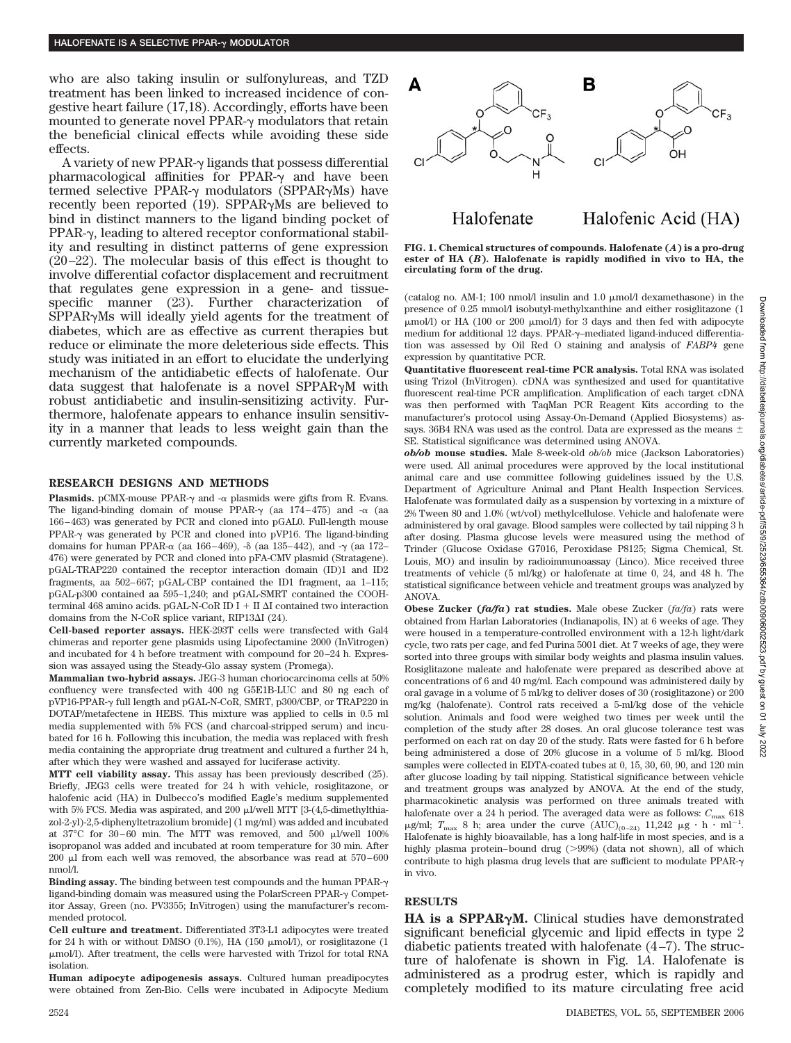who are also taking insulin or sulfonylureas, and TZD treatment has been linked to increased incidence of congestive heart failure (17,18). Accordingly, efforts have been mounted to generate novel PPAR-γ modulators that retain the beneficial clinical effects while avoiding these side effects.

A variety of new PPAR-γ ligands that possess differential pharmacological affinities for PPAR-γ and have been termed selective PPAR-γ modulators (SPPARγMs) have recently been reported (19). SPPARγMs are believed to bind in distinct manners to the ligand binding pocket of PPAR-γ, leading to altered receptor conformational stability and resulting in distinct patterns of gene expression (20–22). The molecular basis of this effect is thought to involve differential cofactor displacement and recruitment that regulates gene expression in a gene- and tissue-specific manner (23). Further characterization of SPPARγMs will ideally yield agents for the treatment of diabetes, which are as effective as current therapies but reduce or eliminate the more deleterious side effects. This study was initiated in an effort to elucidate the underlying mechanism of the antidiabetic effects of halofenate. Our data suggest that halofenate is a novel SPPARγM with robust antidiabetic and insulin-sensitizing activity. Furthermore, halofenate appears to enhance insulin sensitivity in a manner that leads to less weight gain than the currently marketed compounds.

## RESEARCH DESIGNS AND METHODS

**Plasmids.** pCMX-mouse PPAR-γ and -α plasmids were gifts from R. Evans. The ligand-binding domain of mouse PPAR-γ (aa 174–475) and -α (aa 166–463) was generated by PCR and cloned into pGAL0. Full-length mouse PPAR-γ was generated by PCR and cloned into pVP16. The ligand-binding domains for human PPAR-α (aa 166–469), -δ (aa 135–442), and -γ (aa 172–476) were generated by PCR and cloned into pFA-CMV plasmid (Stratagene). pGAL-TRAP220 contained the receptor interaction domain (ID)1 and ID2 fragments, aa 502–667; pGAL-CBP contained the ID1 fragment, aa 1–115; pGAL-p300 contained aa 595–1,240; and pGAL-SMRT contained the COOH-terminal 468 amino acids. pGAL-N-CoR ID I + II ΔI contained two interaction domains from the N-CoR splice variant, RIP13ΔI (24).

**Cell-based reporter assays.** HEK-293T cells were transfected with Gal4 chimeras and reporter gene plasmids using Lipofectamine 2000 (InVitrogen) and incubated for 4 h before treatment with compound for 20–24 h. Expression was assayed using the Steady-Glo assay system (Promega).

**Mammalian two-hybrid assays.** JEG-3 human choriocarcinoma cells at 50% confluency were transfected with 400 ng G5E1B-LUC and 80 ng each of pVP16-PPAR-γ full length and pGAL-N-CoR, SMRT, p300/CBP, or TRAP220 in DOTAP/metafectene in HEBS. This mixture was applied to cells in 0.5 ml media supplemented with 5% FCS (and charcoal-stripped serum) and incubated for 16 h. Following this incubation, the media was replaced with fresh media containing the appropriate drug treatment and cultured a further 24 h, after which they were washed and assayed for luciferase activity.

**MTT cell viability assay.** This assay has been previously described (25). Briefly, JEG3 cells were treated for 24 h with vehicle, rosiglitazone, or halofenic acid (HA) in Dulbecco's modified Eagle's medium supplemented with 5% FCS. Media was aspirated, and 200 μl/well MTT [3-(4,5-dimethylthiazol-2-yl)-2,5-diphenyltetrazolium bromide] (1 mg/ml) was added and incubated at 37°C for 30–60 min. The MTT was removed, and 500 μl/well 100% isopropanol was added and incubated at room temperature for 30 min. After 200 μl from each well was removed, the absorbance was read at 570–600 nmol/l.

**Binding assay.** The binding between test compounds and the human PPAR-γ ligand-binding domain was measured using the PolarScreen PPAR-γ Competitor Assay, Green (no. PV3355; InVitrogen) using the manufacturer's recommended protocol.

**Cell culture and treatment.** Differentiated 3T3-L1 adipocytes were treated for 24 h with or without DMSO (0.1%), HA (150 μmol/l), or rosiglitazone (1 μmol/l). After treatment, the cells were harvested with Trizol for total RNA isolation.

**Human adipocyte adipogenesis assays.** Cultured human preadipocytes were obtained from Zen-Bio. Cells were incubated in Adipocyte Medium (catalog no. AM-1; 100 nmol/l insulin and 1.0 μmol/l dexamethasone) in the presence of 0.25 mmol/l isobutyl-methylxanthine and either rosiglitazone (1 μmol/l) or HA (100 or 200 μmol/l) for 3 days and then fed with adipocyte medium for additional 12 days. PPAR-γ–mediated ligand-induced differentiation was assessed by Oil Red O staining and analysis of *FABP4* gene expression by quantitative PCR.

**Quantitative fluorescent real-time PCR analysis.** Total RNA was isolated using Trizol (InVitrogen). cDNA was synthesized and used for quantitative fluorescent real-time PCR amplification. Amplification of each target cDNA was then performed with TaqMan PCR Reagent Kits according to the manufacturer's protocol using Assay-On-Demand (Applied Biosystems) assays. 36B4 RNA was used as the control. Data are expressed as the means ± SE. Statistical significance was determined using ANOVA.

***ob/ob* mouse studies.** Male 8-week-old *ob/ob* mice (Jackson Laboratories) were used. All animal procedures were approved by the local institutional animal care and use committee following guidelines issued by the U.S. Department of Agriculture Animal and Plant Health Inspection Services. Halofenate was formulated daily as a suspension by vortexing in a mixture of 2% Tween 80 and 1.0% (wt/vol) methylcellulose. Vehicle and halofenate were administered by oral gavage. Blood samples were collected by tail nipping 3 h after dosing. Plasma glucose levels were measured using the method of Trinder (Glucose Oxidase G7016, Peroxidase P8125; Sigma Chemical, St. Louis, MO) and insulin by radioimmunoassay (Linco). Mice received three treatments of vehicle (5 ml/kg) or halofenate at time 0, 24, and 48 h. The statistical significance between vehicle and treatment groups was analyzed by ANOVA.

**Obese Zucker (*fa/fa*) rat studies.** Male obese Zucker (*fa/fa*) rats were obtained from Harlan Laboratories (Indianapolis, IN) at 6 weeks of age. They were housed in a temperature-controlled environment with a 12-h light/dark cycle, two rats per cage, and fed Purina 5001 diet. At 7 weeks of age, they were sorted into three groups with similar body weights and plasma insulin values. Rosiglitazone maleate and halofenate were prepared as described above at concentrations of 6 and 40 mg/ml. Each compound was administered daily by oral gavage in a volume of 5 ml/kg to deliver doses of 30 (rosiglitazone) or 200 mg/kg (halofenate). Control rats received a 5-ml/kg dose of the vehicle solution. Animals and food were weighed two times per week until the completion of the study after 28 doses. An oral glucose tolerance test was performed on each rat on day 20 of the study. Rats were fasted for 6 h before being administered a dose of 20% glucose in a volume of 5 ml/kg. Blood samples were collected in EDTA-coated tubes at 0, 15, 30, 60, 90, and 120 min after glucose loading by tail nipping. Statistical significance between vehicle and treatment groups was analyzed by ANOVA. At the end of the study, pharmacokinetic analysis was performed on three animals treated with halofenate over a 24 h period. The averaged data were as follows: $C_{max}$ 618 μg/ml; $T_{max}$ 8 h; area under the curve $(AUC)_{(0-24)}$ 11,242 μg · h · ml$^{-1}$. Halofenate is highly bioavailable, has a long half-life in most species, and is a highly plasma protein–bound drug (>99%) (data not shown), all of which contribute to high plasma drug levels that are sufficient to modulate PPAR-γ in vivo.

## RESULTS

**HA is a SPPARγM.** Clinical studies have demonstrated significant beneficial glycemic and lipid effects in type 2 diabetic patients treated with halofenate (4–7). The structure of halofenate is shown in Fig. 1*A*. Halofenate is administered as a prodrug ester, which is rapidly and completely modified to its mature circulating free acid

**FIG. 1. Chemical structures of compounds. Halofenate (*A*) is a pro-drug ester of HA (*B*). Halofenate is rapidly modified in vivo to HA, the circulating form of the drug.**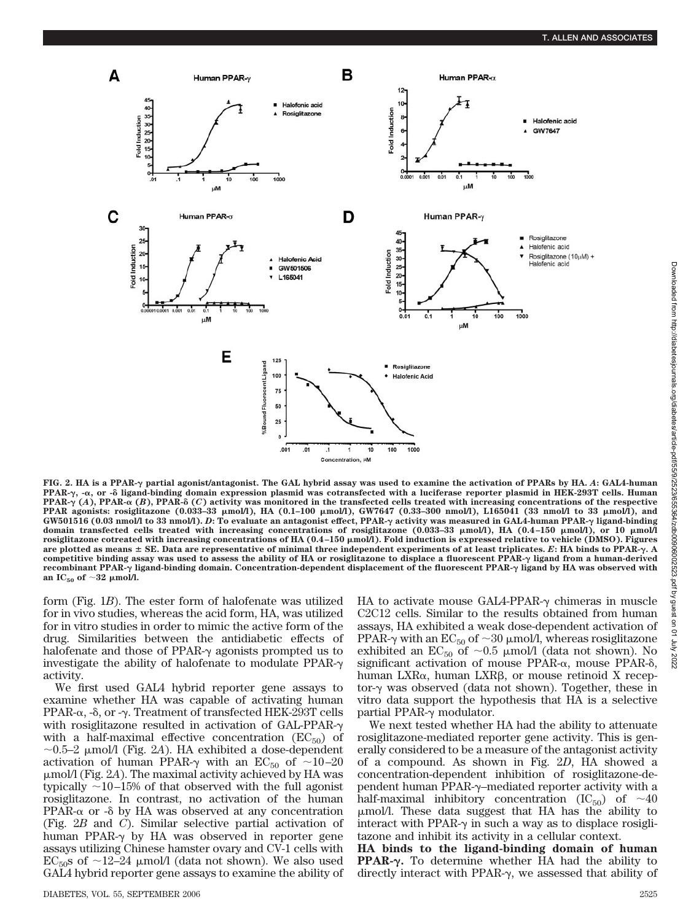FIG. 2. HA is a PPAR-γ partial agonist/antagonist. The GAL hybrid assay was used to examine the activation of PPARs by HA. *A*: GAL4-human PPAR-γ, -α, or -δ ligand-binding domain expression plasmid was cotransfected with a luciferase reporter plasmid in HEK-293T cells. Human PPAR-γ (*A*), PPAR-α (*B*), PPAR-δ (*C*) activity was monitored in the transfected cells treated with increasing concentrations of the respective PPAR agonists: rosiglitazone (0.033–33 μmol/l), HA (0.1–100 μmol/l), GW7647 (0.33–300 nmol/l), L165041 (33 nmol/l to 33 μmol/l), and GW501516 (0.03 nmol/l to 33 nmol/l). *D*: To evaluate an antagonist effect, PPAR-γ activity was measured in GAL4-human PPAR-γ ligand-binding domain transfected cells treated with increasing concentrations of rosiglitazone (0.033–33 μmol/l), HA (0.4–150 μmol/l), or 10 μmol/l rosiglitazone cotreated with increasing concentrations of HA (0.4–150 μmol/l). Fold induction is expressed relative to vehicle (DMSO). Figures are plotted as means ± SE. Data are representative of minimal three independent experiments of at least triplicates. *E*: HA binds to PPAR-γ. A competitive binding assay was used to assess the ability of HA or rosiglitazone to displace a fluorescent PPAR-γ ligand from a human-derived recombinant PPAR-γ ligand-binding domain. Concentration-dependent displacement of the fluorescent PPAR-γ ligand by HA was observed with an $IC_{50}$ of ~32 μmol/l.

form (Fig. 1*B*). The ester form of halofenate was utilized for in vivo studies, whereas the acid form, HA, was utilized for in vitro studies in order to mimic the active form of the drug. Similarities between the antidiabetic effects of halofenate and those of PPAR-γ agonists prompted us to investigate the ability of halofenate to modulate PPAR-γ activity.

We first used GAL4 hybrid reporter gene assays to examine whether HA was capable of activating human PPAR-α, -δ, or -γ. Treatment of transfected HEK-293T cells with rosiglitazone resulted in activation of GAL-PPAR-γ with a half-maximal effective concentration ($EC_{50}$) of ~0.5–2 μmol/l (Fig. 2*A*). HA exhibited a dose-dependent activation of human PPAR-γ with an $EC_{50}$ of ~10–20 μmol/l (Fig. 2*A*). The maximal activity achieved by HA was typically ~10–15% of that observed with the full agonist rosiglitazone. In contrast, no activation of the human PPAR-α or -δ by HA was observed at any concentration (Fig. 2*B* and *C*). Similar selective partial activation of human PPAR-γ by HA was observed in reporter gene assays utilizing Chinese hamster ovary and CV-1 cells with $EC_{50}$s of ~12–24 μmol/l (data not shown). We also used GAL4 hybrid reporter gene assays to examine the ability of HA to activate mouse GAL4-PPAR-γ chimeras in muscle C2C12 cells. Similar to the results obtained from human assays, HA exhibited a weak dose-dependent activation of PPAR-γ with an $EC_{50}$ of ~30 μmol/l, whereas rosiglitazone exhibited an $EC_{50}$ of ~0.5 μmol/l (data not shown). No significant activation of mouse PPAR-α, mouse PPAR-δ, human LXRα, human LXRβ, or mouse retinoid X receptor-γ was observed (data not shown). Together, these in vitro data support the hypothesis that HA is a selective partial PPAR-γ modulator.

We next tested whether HA had the ability to attenuate rosiglitazone-mediated reporter gene activity. This is generally considered to be a measure of the antagonist activity of a compound. As shown in Fig. 2*D*, HA showed a concentration-dependent inhibition of rosiglitazone-dependent human PPAR-γ–mediated reporter activity with a half-maximal inhibitory concentration ($IC_{50}$) of ~40 μmol/l. These data suggest that HA has the ability to interact with PPAR-γ in such a way as to displace rosiglitazone and inhibit its activity in a cellular context.

**HA binds to the ligand-binding domain of human PPAR-γ.** To determine whether HA had the ability to directly interact with PPAR-γ, we assessed that ability of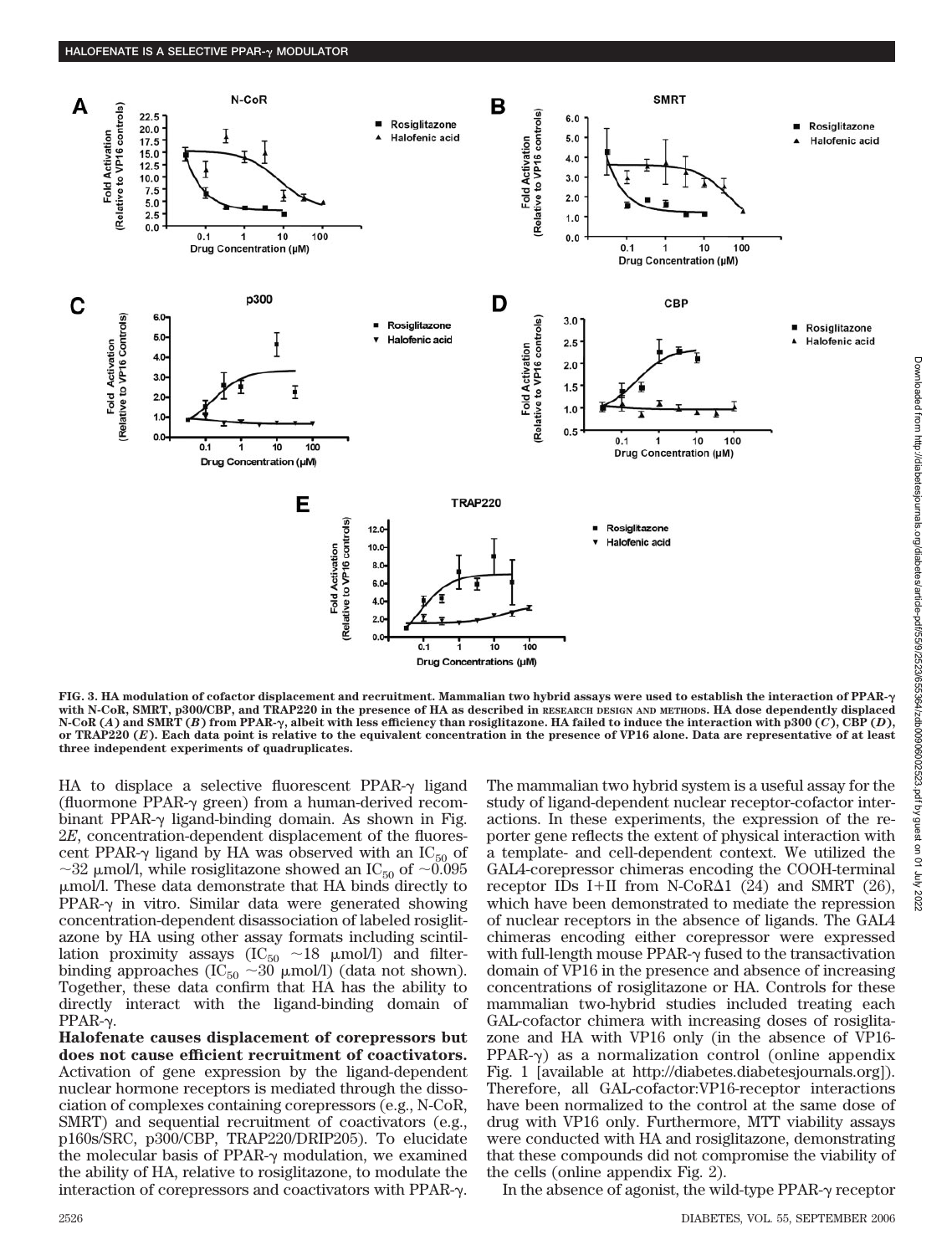FIG. 3. HA modulation of cofactor displacement and recruitment. Mammalian two hybrid assays were used to establish the interaction of PPAR-γ with N-CoR, SMRT, p300/CBP, and TRAP220 in the presence of HA as described in RESEARCH DESIGN AND METHODS. HA dose dependently displaced N-CoR (*A*) and SMRT (*B*) from PPAR-γ, albeit with less efficiency than rosiglitazone. HA failed to induce the interaction with p300 (*C*), CBP (*D*), or TRAP220 (*E*). Each data point is relative to the equivalent concentration in the presence of VP16 alone. Data are representative of at least three independent experiments of quadruplicates.

HA to displace a selective fluorescent PPAR-γ ligand (fluormone PPAR-γ green) from a human-derived recombinant PPAR-γ ligand-binding domain. As shown in Fig. 2*E*, concentration-dependent displacement of the fluorescent PPAR-γ ligand by HA was observed with an $IC_{50}$ of ~32 μmol/l, while rosiglitazone showed an $IC_{50}$ of ~0.095 μmol/l. These data demonstrate that HA binds directly to PPAR-γ in vitro. Similar data were generated showing concentration-dependent disassociation of labeled rosiglitazone by HA using other assay formats including scintillation proximity assays ($IC_{50}$ ~18 μmol/l) and filter-binding approaches ($IC_{50}$ ~30 μmol/l) (data not shown). Together, these data confirm that HA has the ability to directly interact with the ligand-binding domain of PPAR-γ.

**Halofenate causes displacement of corepressors but does not cause efficient recruitment of coactivators.** Activation of gene expression by the ligand-dependent nuclear hormone receptors is mediated through the dissociation of complexes containing corepressors (e.g., N-CoR, SMRT) and sequential recruitment of coactivators (e.g., p160s/SRC, p300/CBP, TRAP220/DRIP205). To elucidate the molecular basis of PPAR-γ modulation, we examined the ability of HA, relative to rosiglitazone, to modulate the interaction of corepressors and coactivators with PPAR-γ. The mammalian two hybrid system is a useful assay for the study of ligand-dependent nuclear receptor-cofactor interactions. In these experiments, the expression of the reporter gene reflects the extent of physical interaction with a template- and cell-dependent context. We utilized the GAL4-corepressor chimeras encoding the COOH-terminal receptor IDs I+II from N-CoRΔ1 (24) and SMRT (26), which have been demonstrated to mediate the repression of nuclear receptors in the absence of ligands. The GAL4 chimeras encoding either corepressor were expressed with full-length mouse PPAR-γ fused to the transactivation domain of VP16 in the presence and absence of increasing concentrations of rosiglitazone or HA. Controls for these mammalian two-hybrid studies included treating each GAL-cofactor chimera with increasing doses of rosiglitazone and HA with VP16 only (in the absence of VP16-PPAR-γ) as a normalization control (online appendix Fig. 1 [available at http://diabetes.diabetesjournals.org]). Therefore, all GAL-cofactor:VP16-receptor interactions have been normalized to the control at the same dose of drug with VP16 only. Furthermore, MTT viability assays were conducted with HA and rosiglitazone, demonstrating that these compounds did not compromise the viability of the cells (online appendix Fig. 2).

In the absence of agonist, the wild-type PPAR-γ receptor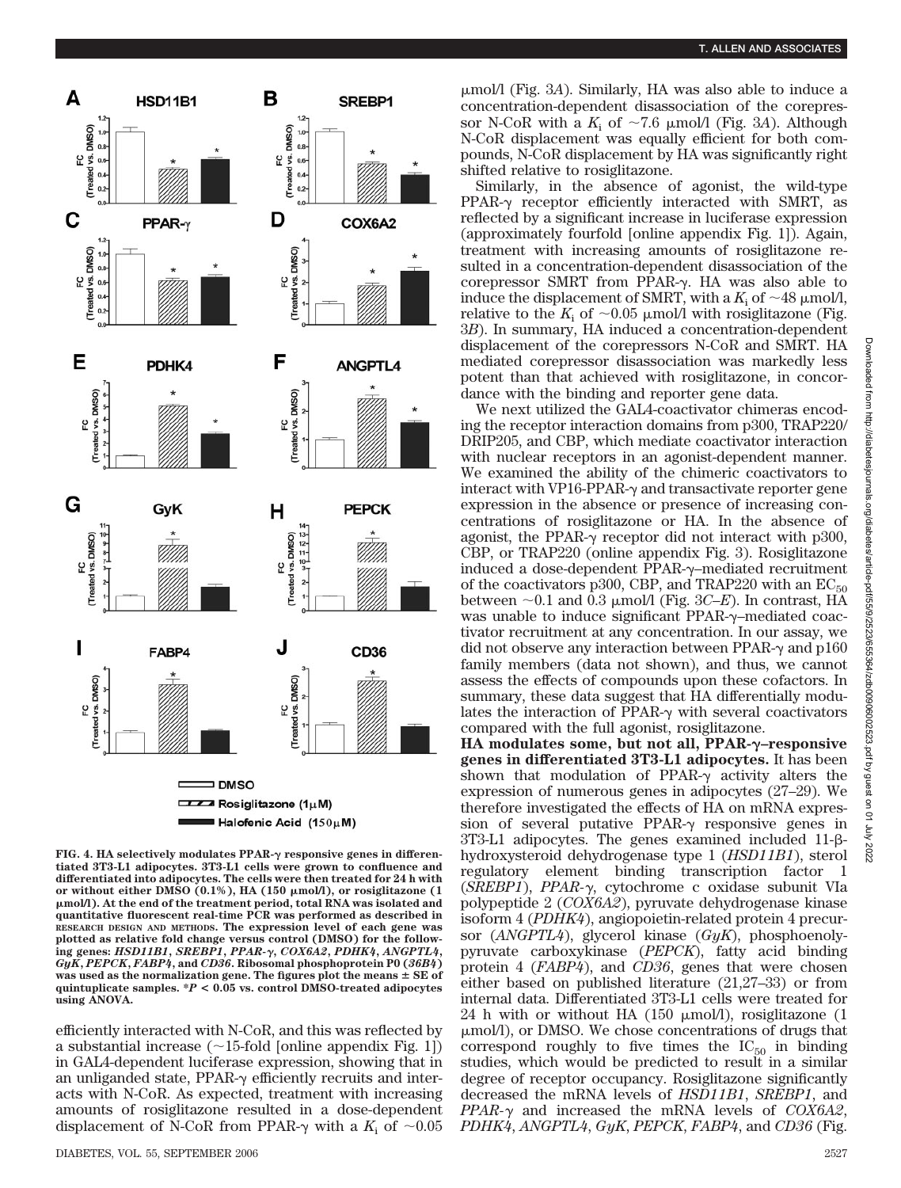**FIG. 4. HA selectively modulates PPAR-γ responsive genes in differentiated 3T3-L1 adipocytes. 3T3-L1 cells were grown to confluence and differentiated into adipocytes. The cells were then treated for 24 h with or without either DMSO (0.1%), HA (150 μmol/l), or rosiglitazone (1 μmol/l). At the end of the treatment period, total RNA was isolated and quantitative fluorescent real-time PCR was performed as described in RESEARCH DESIGN AND METHODS. The expression level of each gene was plotted as relative fold change versus control (DMSO) for the following genes: *HSD11B1*, *SREBP1*, *PPAR-γ*, *COX6A2*, *PDHK4*, *ANGPTL4*, *GyK*, *PEPCK*, *FABP4*, and *CD36*. Ribosomal phosphoprotein P0 (*36B4*) was used as the normalization gene. The figures plot the means ± SE of quintuplicate samples. *P < 0.05 vs. control DMSO-treated adipocytes using ANOVA.**

efficiently interacted with N-CoR, and this was reflected by a substantial increase (~15-fold [online appendix Fig. 1]) in GAL4-dependent luciferase expression, showing that in an unliganded state, PPAR-γ efficiently recruits and interacts with N-CoR. As expected, treatment with increasing amounts of rosiglitazone resulted in a dose-dependent displacement of N-CoR from PPAR-γ with a $K_i$ of ~0.05 μmol/l (Fig. 3*A*). Similarly, HA was also able to induce a concentration-dependent disassociation of the corepressor N-CoR with a $K_i$ of ~7.6 μmol/l (Fig. 3*A*). Although N-CoR displacement was equally efficient for both compounds, N-CoR displacement by HA was significantly right shifted relative to rosiglitazone.

Similarly, in the absence of agonist, the wild-type PPAR-γ receptor efficiently interacted with SMRT, as reflected by a significant increase in luciferase expression (approximately fourfold [online appendix Fig. 1]). Again, treatment with increasing amounts of rosiglitazone resulted in a concentration-dependent disassociation of the corepressor SMRT from PPAR-γ. HA was also able to induce the displacement of SMRT, with a $K_i$ of ~48 μmol/l, relative to the $K_i$ of ~0.05 μmol/l with rosiglitazone (Fig. 3*B*). In summary, HA induced a concentration-dependent displacement of the corepressors N-CoR and SMRT. HA mediated corepressor disassociation was markedly less potent than that achieved with rosiglitazone, in concordance with the binding and reporter gene data.

We next utilized the GAL4-coactivator chimeras encoding the receptor interaction domains from p300, TRAP220/DRIP205, and CBP, which mediate coactivator interaction with nuclear receptors in an agonist-dependent manner. We examined the ability of the chimeric coactivators to interact with VP16-PPAR-γ and transactivate reporter gene expression in the absence or presence of increasing concentrations of rosiglitazone or HA. In the absence of agonist, the PPAR-γ receptor did not interact with p300, CBP, or TRAP220 (online appendix Fig. 3). Rosiglitazone induced a dose-dependent PPAR-γ–mediated recruitment of the coactivators p300, CBP, and TRAP220 with an $EC_{50}$ between ~0.1 and 0.3 μmol/l (Fig. 3*C–E*). In contrast, HA was unable to induce significant PPAR-γ–mediated coactivator recruitment at any concentration. In our assay, we did not observe any interaction between PPAR-γ and p160 family members (data not shown), and thus, we cannot assess the effects of compounds upon these cofactors. In summary, these data suggest that HA differentially modulates the interaction of PPAR-γ with several coactivators compared with the full agonist, rosiglitazone.

**HA modulates some, but not all, PPAR-γ–responsive genes in differentiated 3T3-L1 adipocytes.** It has been shown that modulation of PPAR-γ activity alters the expression of numerous genes in adipocytes (27–29). We therefore investigated the effects of HA on mRNA expression of several putative PPAR-γ responsive genes in 3T3-L1 adipocytes. The genes examined included 11-β-hydroxysteroid dehydrogenase type 1 (*HSD11B1*), sterol regulatory element binding transcription factor 1 (*SREBP1*), *PPAR-γ*, cytochrome c oxidase subunit VIa polypeptide 2 (*COX6A2*), pyruvate dehydrogenase kinase isoform 4 (*PDHK4*), angiopoietin-related protein 4 precursor (*ANGPTL4*), glycerol kinase (*GyK*), phosphoenolypyruvate carboxykinase (*PEPCK*), fatty acid binding protein 4 (*FABP4*), and *CD36*, genes that were chosen either based on published literature (21,27–33) or from internal data. Differentiated 3T3-L1 cells were treated for 24 h with or without HA (150 μmol/l), rosiglitazone (1 μmol/l), or DMSO. We chose concentrations of drugs that correspond roughly to five times the $IC_{50}$ in binding studies, which would be predicted to result in a similar degree of receptor occupancy. Rosiglitazone significantly decreased the mRNA levels of *HSD11B1*, *SREBP1*, and *PPAR-γ* and increased the mRNA levels of *COX6A2*, *PDHK4*, *ANGPTL4*, *GyK*, *PEPCK*, *FABP4*, and *CD36* (Fig.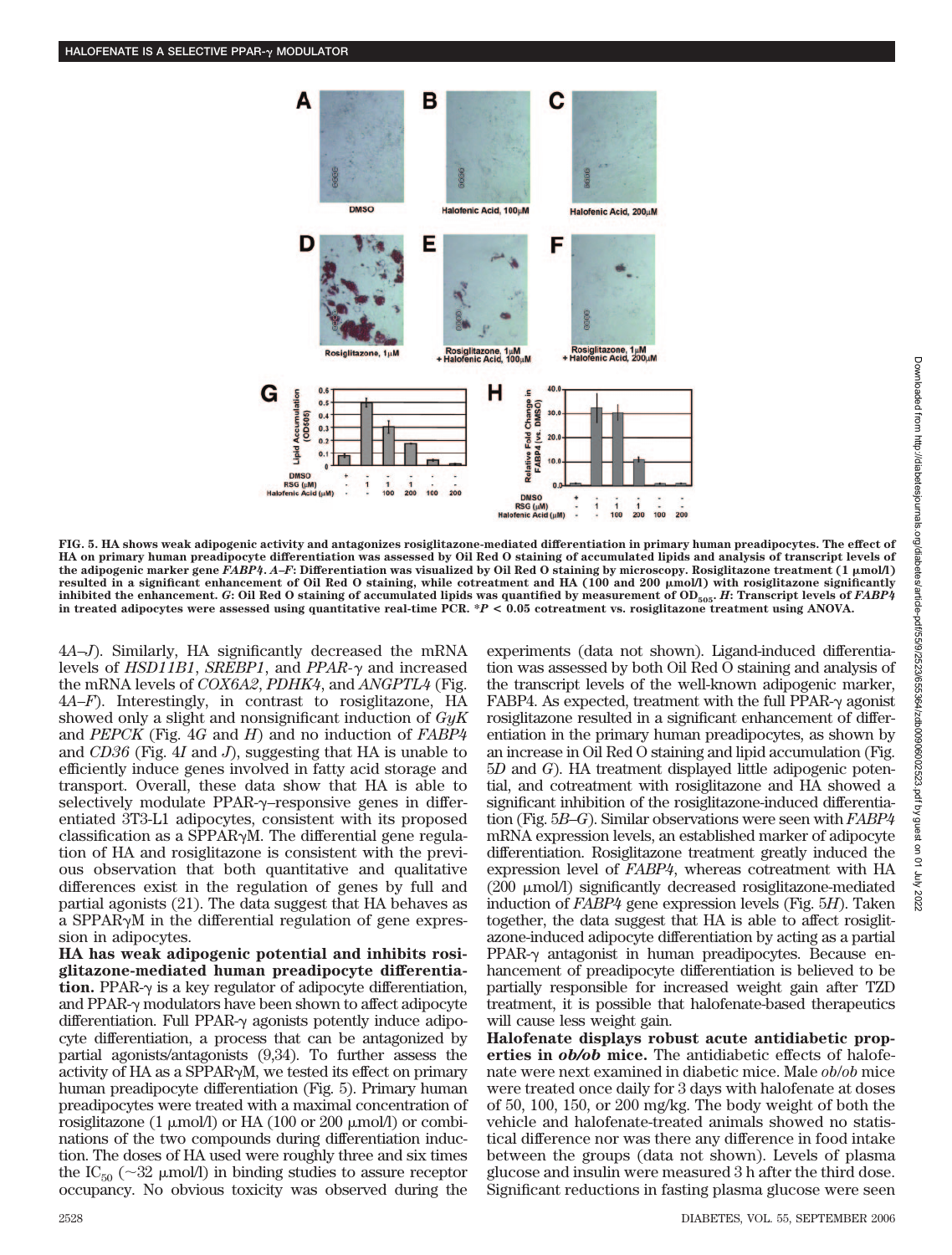FIG. 5. HA shows weak adipogenic activity and antagonizes rosiglitazone-mediated differentiation in primary human preadipocytes. The effect of HA on primary human preadipocyte differentiation was assessed by Oil Red O staining of accumulated lipids and analysis of transcript levels of the adipogenic marker gene *FABP4*. *A–F*: Differentiation was visualized by Oil Red O staining by microscopy. Rosiglitazone treatment (1 μmol/l) resulted in a significant enhancement of Oil Red O staining, while cotreatment and HA (100 and 200 μmol/l) with rosiglitazone significantly inhibited the enhancement. *G*: Oil Red O staining of accumulated lipids was quantified by measurement of $OD_{505}$. *H*: Transcript levels of *FABP4* in treated adipocytes were assessed using quantitative real-time PCR. *$P < 0.05$ cotreatment vs. rosiglitazone treatment using ANOVA.

4*A–J*). Similarly, HA significantly decreased the mRNA levels of *HSD11B1*, *SREBP1*, and *PPAR-γ* and increased the mRNA levels of *COX6A2*, *PDHK4*, and *ANGPTL4* (Fig. 4*A–F*). Interestingly, in contrast to rosiglitazone, HA showed only a slight and nonsignificant induction of *GyK* and *PEPCK* (Fig. 4*G* and *H*) and no induction of *FABP4* and *CD36* (Fig. 4*I* and *J*), suggesting that HA is unable to efficiently induce genes involved in fatty acid storage and transport. Overall, these data show that HA is able to selectively modulate PPAR-γ–responsive genes in differentiated 3T3-L1 adipocytes, consistent with its proposed classification as a SPPARγM. The differential gene regulation of HA and rosiglitazone is consistent with the previous observation that both quantitative and qualitative differences exist in the regulation of genes by full and partial agonists (21). The data suggest that HA behaves as a SPPARγM in the differential regulation of gene expression in adipocytes.

**HA has weak adipogenic potential and inhibits rosiglitazone-mediated human preadipocyte differentiation.** PPAR-γ is a key regulator of adipocyte differentiation, and PPAR-γ modulators have been shown to affect adipocyte differentiation. Full PPAR-γ agonists potently induce adipocyte differentiation, a process that can be antagonized by partial agonists/antagonists (9,34). To further assess the activity of HA as a SPPARγM, we tested its effect on primary human preadipocyte differentiation (Fig. 5). Primary human preadipocytes were treated with a maximal concentration of rosiglitazone (1 μmol/l) or HA (100 or 200 μmol/l) or combinations of the two compounds during differentiation induction. The doses of HA used were roughly three and six times the $IC_{50}$ (~32 μmol/l) in binding studies to assure receptor occupancy. No obvious toxicity was observed during the experiments (data not shown). Ligand-induced differentiation was assessed by both Oil Red O staining and analysis of the transcript levels of the well-known adipogenic marker, FABP4. As expected, treatment with the full PPAR-γ agonist rosiglitazone resulted in a significant enhancement of differentiation in the primary human preadipocytes, as shown by an increase in Oil Red O staining and lipid accumulation (Fig. 5*D* and *G*). HA treatment displayed little adipogenic potential, and cotreatment with rosiglitazone and HA showed a significant inhibition of the rosiglitazone-induced differentiation (Fig. 5*B–G*). Similar observations were seen with *FABP4* mRNA expression levels, an established marker of adipocyte differentiation. Rosiglitazone treatment greatly induced the expression level of *FABP4*, whereas cotreatment with HA (200 μmol/l) significantly decreased rosiglitazone-mediated induction of *FABP4* gene expression levels (Fig. 5*H*). Taken together, the data suggest that HA is able to affect rosiglitazone-induced adipocyte differentiation by acting as a partial PPAR-γ antagonist in human preadipocytes. Because enhancement of preadipocyte differentiation is believed to be partially responsible for increased weight gain after TZD treatment, it is possible that halofenate-based therapeutics will cause less weight gain.

**Halofenate displays robust acute antidiabetic properties in *ob/ob* mice.** The antidiabetic effects of halofenate were next examined in diabetic mice. Male *ob/ob* mice were treated once daily for 3 days with halofenate at doses of 50, 100, 150, or 200 mg/kg. The body weight of both the vehicle and halofenate-treated animals showed no statistical difference nor was there any difference in food intake between the groups (data not shown). Levels of plasma glucose and insulin were measured 3 h after the third dose. Significant reductions in fasting plasma glucose were seen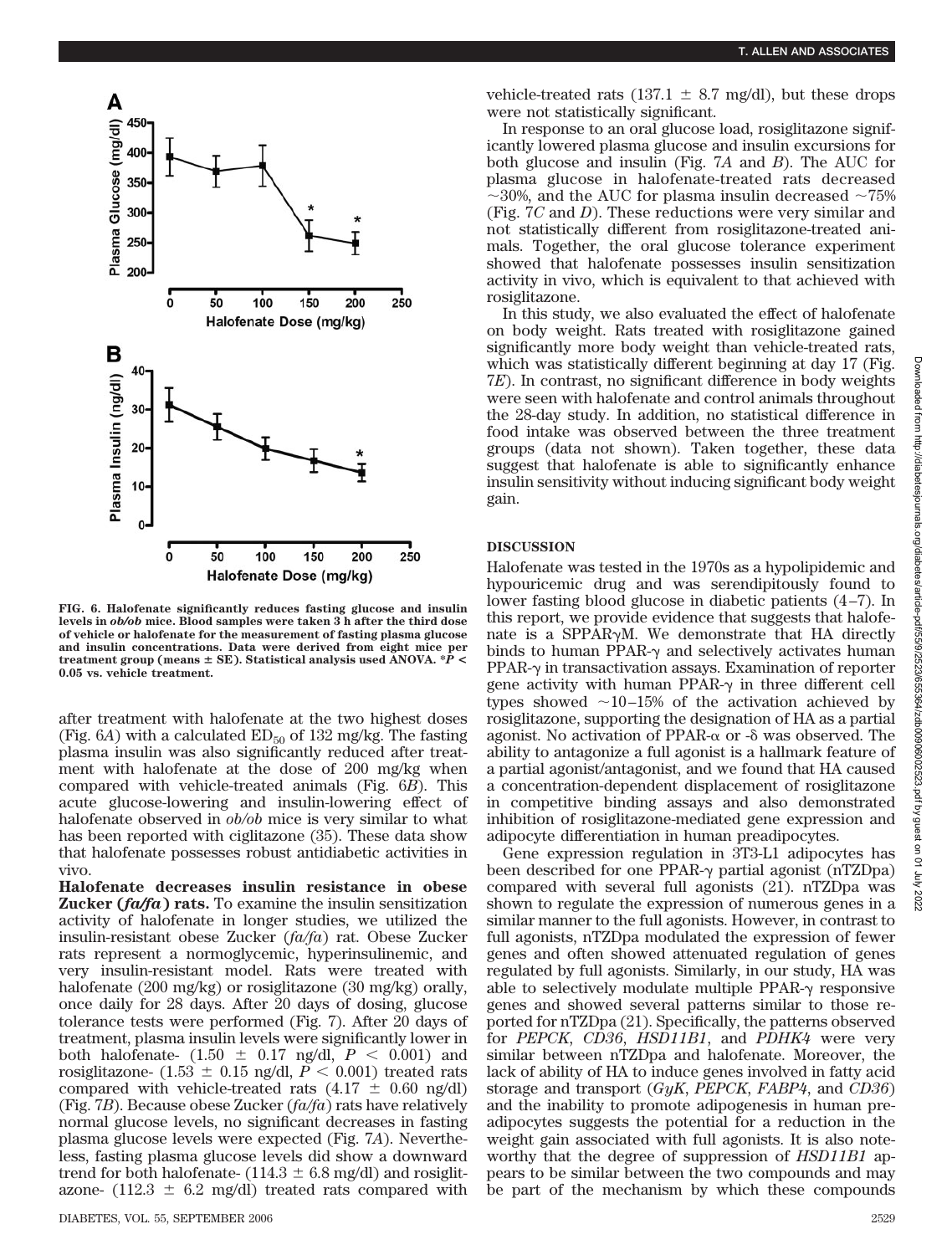FIG. 6. Halofenate significantly reduces fasting glucose and insulin levels in *ob/ob* mice. Blood samples were taken 3 h after the third dose of vehicle or halofenate for the measurement of fasting plasma glucose and insulin concentrations. Data were derived from eight mice per treatment group (means ± SE). Statistical analysis used ANOVA. \*$P < 0.05$ vs. vehicle treatment.

after treatment with halofenate at the two highest doses (Fig. 6*A*) with a calculated $ED_{50}$ of 132 mg/kg. The fasting plasma insulin was also significantly reduced after treatment with halofenate at the dose of 200 mg/kg when compared with vehicle-treated animals (Fig. 6*B*). This acute glucose-lowering and insulin-lowering effect of halofenate observed in *ob/ob* mice is very similar to what has been reported with ciglitazone (35). These data show that halofenate possesses robust antidiabetic activities in vivo.

**Halofenate decreases insulin resistance in obese Zucker (*fa/fa*) rats.** To examine the insulin sensitization activity of halofenate in longer studies, we utilized the insulin-resistant obese Zucker (*fa/fa*) rat. Obese Zucker rats represent a normoglycemic, hyperinsulinemic, and very insulin-resistant model. Rats were treated with halofenate (200 mg/kg) or rosiglitazone (30 mg/kg) orally, once daily for 28 days. After 20 days of dosing, glucose tolerance tests were performed (Fig. 7). After 20 days of treatment, plasma insulin levels were significantly lower in both halofenate- (1.50 ± 0.17 ng/dl, $P < 0.001$) and rosiglitazone- (1.53 ± 0.15 ng/dl, $P < 0.001$) treated rats compared with vehicle-treated rats (4.17 ± 0.60 ng/dl) (Fig. 7*B*). Because obese Zucker (*fa/fa*) rats have relatively normal glucose levels, no significant decreases in fasting plasma glucose levels were expected (Fig. 7*A*). Nevertheless, fasting plasma glucose levels did show a downward trend for both halofenate- (114.3 ± 6.8 mg/dl) and rosiglitazone- (112.3 ± 6.2 mg/dl) treated rats compared with vehicle-treated rats (137.1 ± 8.7 mg/dl), but these drops were not statistically significant.

In response to an oral glucose load, rosiglitazone significantly lowered plasma glucose and insulin excursions for both glucose and insulin (Fig. 7*A* and *B*). The AUC for plasma glucose in halofenate-treated rats decreased ~30%, and the AUC for plasma insulin decreased ~75% (Fig. 7*C* and *D*). These reductions were very similar and not statistically different from rosiglitazone-treated animals. Together, the oral glucose tolerance experiment showed that halofenate possesses insulin sensitization activity in vivo, which is equivalent to that achieved with rosiglitazone.

In this study, we also evaluated the effect of halofenate on body weight. Rats treated with rosiglitazone gained significantly more body weight than vehicle-treated rats, which was statistically different beginning at day 17 (Fig. 7*E*). In contrast, no significant difference in body weights were seen with halofenate and control animals throughout the 28-day study. In addition, no statistical difference in food intake was observed between the three treatment groups (data not shown). Taken together, these data suggest that halofenate is able to significantly enhance insulin sensitivity without inducing significant body weight gain.

## DISCUSSION

Halofenate was tested in the 1970s as a hypolipidemic and hypouricemic drug and was serendipitously found to lower fasting blood glucose in diabetic patients (4–7). In this report, we provide evidence that suggests that halofenate is a SPPARγM. We demonstrate that HA directly binds to human PPAR-γ and selectively activates human PPAR-γ in transactivation assays. Examination of reporter gene activity with human PPAR-γ in three different cell types showed ~10–15% of the activation achieved by rosiglitazone, supporting the designation of HA as a partial agonist. No activation of PPAR-α or -δ was observed. The ability to antagonize a full agonist is a hallmark feature of a partial agonist/antagonist, and we found that HA caused a concentration-dependent displacement of rosiglitazone in competitive binding assays and also demonstrated inhibition of rosiglitazone-mediated gene expression and adipocyte differentiation in human preadipocytes.

Gene expression regulation in 3T3-L1 adipocytes has been described for one PPAR-γ partial agonist (nTZDpa) compared with several full agonists (21). nTZDpa was shown to regulate the expression of numerous genes in a similar manner to the full agonists. However, in contrast to full agonists, nTZDpa modulated the expression of fewer genes and often showed attenuated regulation of genes regulated by full agonists. Similarly, in our study, HA was able to selectively modulate multiple PPAR-γ responsive genes and showed several patterns similar to those reported for nTZDpa (21). Specifically, the patterns observed for *PEPCK*, *CD36*, *HSD11B1*, and *PDHK4* were very similar between nTZDpa and halofenate. Moreover, the lack of ability of HA to induce genes involved in fatty acid storage and transport (*GyK*, *PEPCK*, *FABP4*, and *CD36*) and the inability to promote adipogenesis in human preadipocytes suggests the potential for a reduction in the weight gain associated with full agonists. It is also noteworthy that the degree of suppression of *HSD11B1* appears to be similar between the two compounds and may be part of the mechanism by which these compounds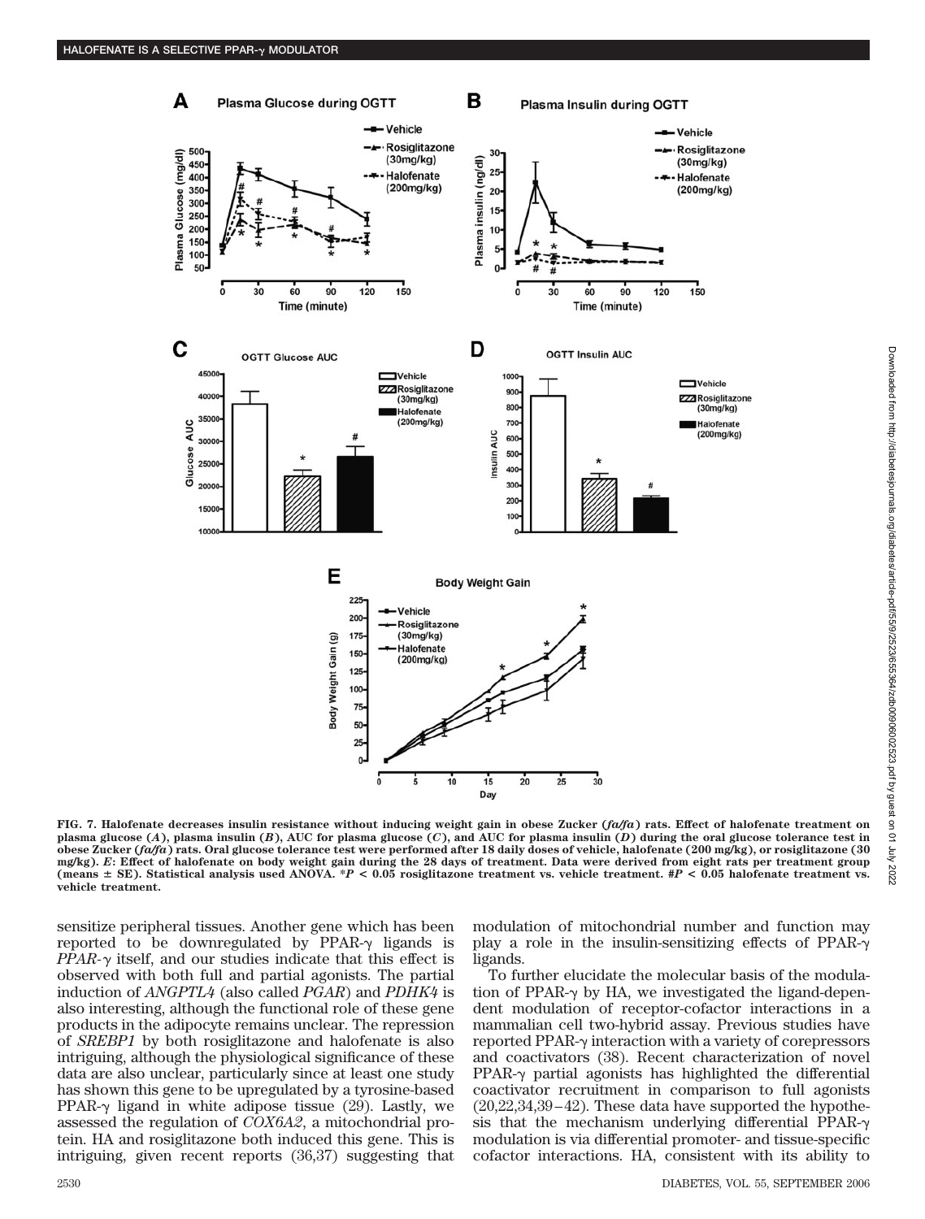FIG. 7. Halofenate decreases insulin resistance without inducing weight gain in obese Zucker (*fa/fa*) rats. Effect of halofenate treatment on plasma glucose (*A*), plasma insulin (*B*), AUC for plasma glucose (*C*), and AUC for plasma insulin (*D*) during the oral glucose tolerance test in obese Zucker (*fa/fa*) rats. Oral glucose tolerance test were performed after 18 daily doses of vehicle, halofenate (200 mg/kg), or rosiglitazone (30 mg/kg). *E*: Effect of halofenate on body weight gain during the 28 days of treatment. Data were derived from eight rats per treatment group (means ± SE). Statistical analysis used ANOVA. *$P < 0.05$ rosiglitazone treatment vs. vehicle treatment. #$P < 0.05$ halofenate treatment vs. vehicle treatment.

sensitize peripheral tissues. Another gene which has been reported to be downregulated by PPAR-γ ligands is *PPAR-γ* itself, and our studies indicate that this effect is observed with both full and partial agonists. The partial induction of *ANGPTL4* (also called *PGAR*) and *PDHK4* is also interesting, although the functional role of these gene products in the adipocyte remains unclear. The repression of *SREBP1* by both rosiglitazone and halofenate is also intriguing, although the physiological significance of these data are also unclear, particularly since at least one study has shown this gene to be upregulated by a tyrosine-based PPAR-γ ligand in white adipose tissue (29). Lastly, we assessed the regulation of *COX6A2*, a mitochondrial protein. HA and rosiglitazone both induced this gene. This is intriguing, given recent reports (36,37) suggesting that modulation of mitochondrial number and function may play a role in the insulin-sensitizing effects of PPAR-γ ligands.

To further elucidate the molecular basis of the modulation of PPAR-γ by HA, we investigated the ligand-dependent modulation of receptor-cofactor interactions in a mammalian cell two-hybrid assay. Previous studies have reported PPAR-γ interaction with a variety of corepressors and coactivators (38). Recent characterization of novel PPAR-γ partial agonists has highlighted the differential coactivator recruitment in comparison to full agonists (20,22,34,39–42). These data have supported the hypothesis that the mechanism underlying differential PPAR-γ modulation is via differential promoter- and tissue-specific cofactor interactions. HA, consistent with its ability to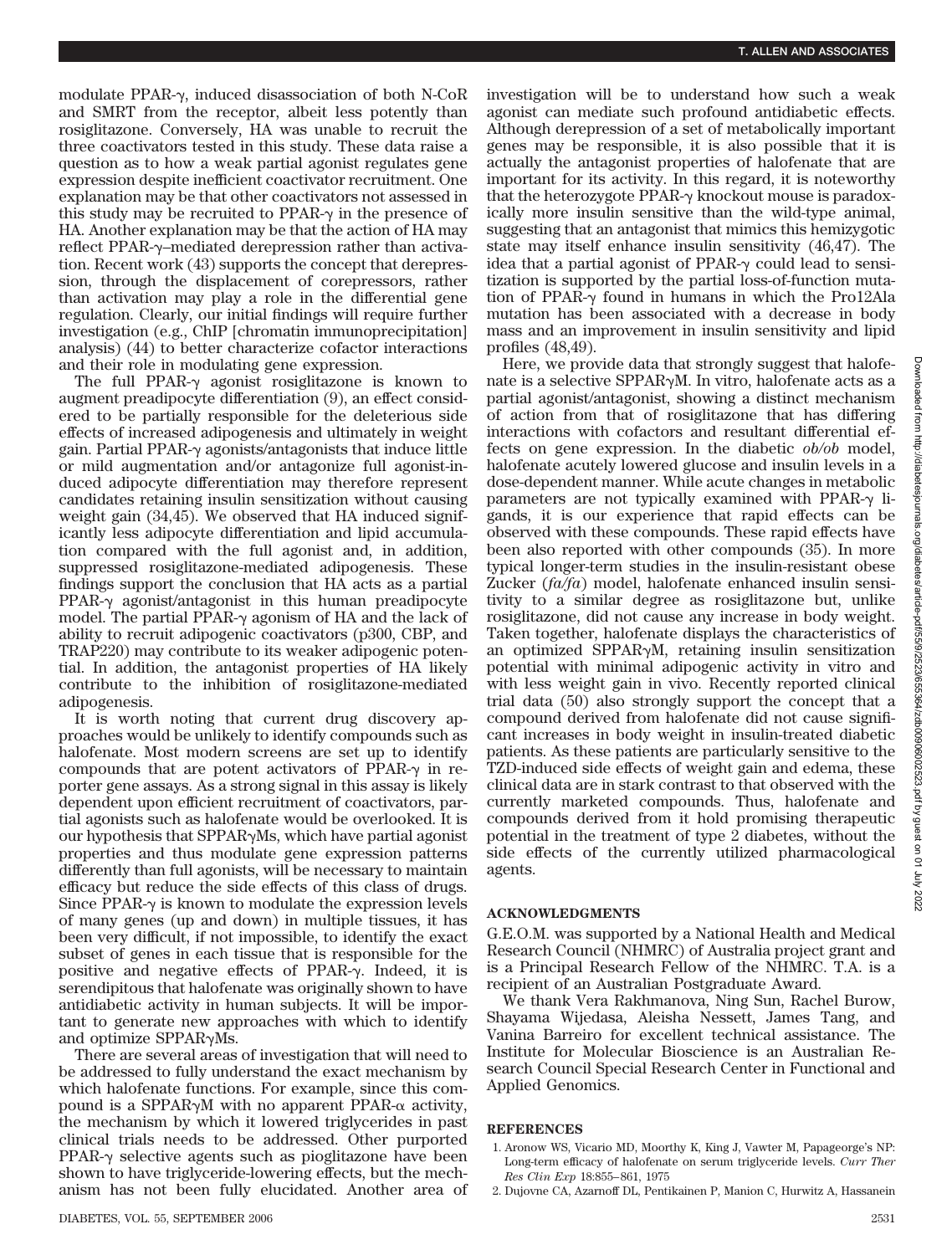modulate PPAR-γ, induced disassociation of both N-CoR and SMRT from the receptor, albeit less potently than rosiglitazone. Conversely, HA was unable to recruit the three coactivators tested in this study. These data raise a question as to how a weak partial agonist regulates gene expression despite inefficient coactivator recruitment. One explanation may be that other coactivators not assessed in this study may be recruited to PPAR-γ in the presence of HA. Another explanation may be that the action of HA may reflect PPAR-γ–mediated derepression rather than activation. Recent work (43) supports the concept that derepression, through the displacement of corepressors, rather than activation may play a role in the differential gene regulation. Clearly, our initial findings will require further investigation (e.g., ChIP [chromatin immunoprecipitation] analysis) (44) to better characterize cofactor interactions and their role in modulating gene expression.

The full PPAR-γ agonist rosiglitazone is known to augment preadipocyte differentiation (9), an effect considered to be partially responsible for the deleterious side effects of increased adipogenesis and ultimately in weight gain. Partial PPAR-γ agonists/antagonists that induce little or mild augmentation and/or antagonize full agonist-induced adipocyte differentiation may therefore represent candidates retaining insulin sensitization without causing weight gain (34,45). We observed that HA induced significantly less adipocyte differentiation and lipid accumulation compared with the full agonist and, in addition, suppressed rosiglitazone-mediated adipogenesis. These findings support the conclusion that HA acts as a partial PPAR-γ agonist/antagonist in this human preadipocyte model. The partial PPAR-γ agonism of HA and the lack of ability to recruit adipogenic coactivators (p300, CBP, and TRAP220) may contribute to its weaker adipogenic potential. In addition, the antagonist properties of HA likely contribute to the inhibition of rosiglitazone-mediated adipogenesis.

It is worth noting that current drug discovery approaches would be unlikely to identify compounds such as halofenate. Most modern screens are set up to identify compounds that are potent activators of PPAR-γ in reporter gene assays. As a strong signal in this assay is likely dependent upon efficient recruitment of coactivators, partial agonists such as halofenate would be overlooked. It is our hypothesis that SPPARγMs, which have partial agonist properties and thus modulate gene expression patterns differently than full agonists, will be necessary to maintain efficacy but reduce the side effects of this class of drugs. Since PPAR-γ is known to modulate the expression levels of many genes (up and down) in multiple tissues, it has been very difficult, if not impossible, to identify the exact subset of genes in each tissue that is responsible for the positive and negative effects of PPAR-γ. Indeed, it is serendipitous that halofenate was originally shown to have antidiabetic activity in human subjects. It will be important to generate new approaches with which to identify and optimize SPPARγMs.

There are several areas of investigation that will need to be addressed to fully understand the exact mechanism by which halofenate functions. For example, since this compound is a SPPARγM with no apparent PPAR-α activity, the mechanism by which it lowered triglycerides in past clinical trials needs to be addressed. Other purported PPAR-γ selective agents such as pioglitazone have been shown to have triglyceride-lowering effects, but the mechanism has not been fully elucidated. Another area of investigation will be to understand how such a weak agonist can mediate such profound antidiabetic effects. Although derepression of a set of metabolically important genes may be responsible, it is also possible that it is actually the antagonist properties of halofenate that are important for its activity. In this regard, it is noteworthy that the heterozygote PPAR-γ knockout mouse is paradoxically more insulin sensitive than the wild-type animal, suggesting that an antagonist that mimics this hemizygotic state may itself enhance insulin sensitivity (46,47). The idea that a partial agonist of PPAR-γ could lead to sensitization is supported by the partial loss-of-function mutation of PPAR-γ found in humans in which the Pro12Ala mutation has been associated with a decrease in body mass and an improvement in insulin sensitivity and lipid profiles (48,49).

Here, we provide data that strongly suggest that halofenate is a selective SPPARγM. In vitro, halofenate acts as a partial agonist/antagonist, showing a distinct mechanism of action from that of rosiglitazone that has differing interactions with cofactors and resultant differential effects on gene expression. In the diabetic *ob/ob* model, halofenate acutely lowered glucose and insulin levels in a dose-dependent manner. While acute changes in metabolic parameters are not typically examined with PPAR-γ ligands, it is our experience that rapid effects can be observed with these compounds. These rapid effects have been also reported with other compounds (35). In more typical longer-term studies in the insulin-resistant obese Zucker (*fa/fa*) model, halofenate enhanced insulin sensitivity to a similar degree as rosiglitazone but, unlike rosiglitazone, did not cause any increase in body weight. Taken together, halofenate displays the characteristics of an optimized SPPARγM, retaining insulin sensitization potential with minimal adipogenic activity in vitro and with less weight gain in vivo. Recently reported clinical trial data (50) also strongly support the concept that a compound derived from halofenate did not cause significant increases in body weight in insulin-treated diabetic patients. As these patients are particularly sensitive to the TZD-induced side effects of weight gain and edema, these clinical data are in stark contrast to that observed with the currently marketed compounds. Thus, halofenate and compounds derived from it hold promising therapeutic potential in the treatment of type 2 diabetes, without the side effects of the currently utilized pharmacological agents.

## ACKNOWLEDGMENTS

G.E.O.M. was supported by a National Health and Medical Research Council (NHMRC) of Australia project grant and is a Principal Research Fellow of the NHMRC. T.A. is a recipient of an Australian Postgraduate Award.

We thank Vera Rakhmanova, Ning Sun, Rachel Burow, Shayama Wijedasa, Aleisha Nessett, James Tang, and Vanina Barreiro for excellent technical assistance. The Institute for Molecular Bioscience is an Australian Research Council Special Research Center in Functional and Applied Genomics.

## REFERENCES

1. Aronow WS, Vicario MD, Moorthy K, King J, Vawter M, Papageorge's NP: Long-term efficacy of halofenate on serum triglyceride levels. *Curr Ther Res Clin Exp* 18:855–861, 1975
2. Dujovne CA, Azarnoff DL, Pentikainen P, Manion C, Hurwitz A, Hassanein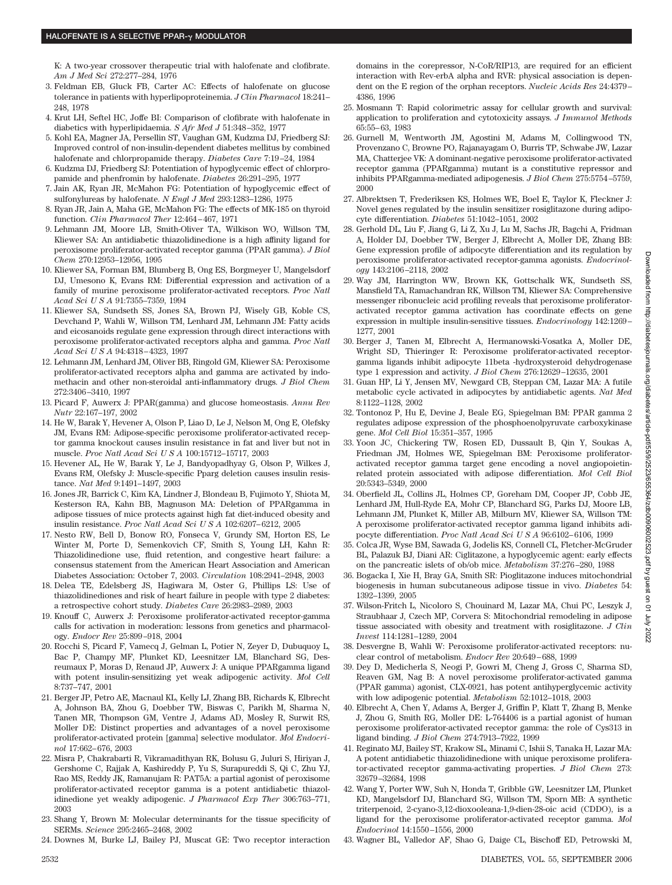K: A two-year crossover therapeutic trial with halofenate and clofibrate. *Am J Med Sci* 272:277–284, 1976

3. Feldman EB, Gluck FB, Carter AC: Effects of halofenate on glucose tolerance in patients with hyperlipoproteinemia. *J Clin Pharmacol* 18:241–248, 1978
4. Krut LH, Seftel HC, Joffe BI: Comparison of clofibrate with halofenate in diabetics with hyperlipidaemia. *S Afr Med J* 51:348–352, 1977
5. Kohl EA, Magner JA, Persellin ST, Vaughan GM, Kudzma DJ, Friedberg SJ: Improved control of non-insulin-dependent diabetes mellitus by combined halofenate and chlorpropamide therapy. *Diabetes Care* 7:19–24, 1984
6. Kudzma DJ, Friedberg SJ: Potentiation of hypoglycemic effect of chlorpropamide and phenfromin by halofenate. *Diabetes* 26:291–295, 1977
7. Jain AK, Ryan JR, McMahon FG: Potentiation of hypoglycemic effect of sulfonylureas by halofenate. *N Engl J Med* 293:1283–1286, 1975
8. Ryan JR, Jain A, Maha GE, McMahon FG: The effects of MK-185 on thyroid function. *Clin Pharmacol Ther* 12:464–467, 1971
9. Lehmann JM, Moore LB, Smith-Oliver TA, Wilkison WO, Willson TM, Kliewer SA: An antidiabetic thiazolidinedione is a high affinity ligand for peroxisome proliferator-activated receptor gamma (PPAR gamma). *J Biol Chem* 270:12953–12956, 1995
10. Kliewer SA, Forman BM, Blumberg B, Ong ES, Borgmeyer U, Mangelsdorf DJ, Umesono K, Evans RM: Differential expression and activation of a family of murine peroxisome proliferator-activated receptors. *Proc Natl Acad Sci U S A* 91:7355–7359, 1994
11. Kliewer SA, Sundseth SS, Jones SA, Brown PJ, Wisely GB, Koble CS, Devchand P, Wahli W, Willson TM, Lenhard JM, Lehmann JM: Fatty acids and eicosanoids regulate gene expression through direct interactions with peroxisome proliferator-activated receptors alpha and gamma. *Proc Natl Acad Sci U S A* 94:4318–4323, 1997
12. Lehmann JM, Lenhard JM, Oliver BB, Ringold GM, Kliewer SA: Peroxisome proliferator-activated receptors alpha and gamma are activated by indomethacin and other non-steroidal anti-inflammatory drugs. *J Biol Chem* 272:3406–3410, 1997
13. Picard F, Auwerx J: PPAR(gamma) and glucose homeostasis. *Annu Rev Nutr* 22:167–197, 2002
14. He W, Barak Y, Hevener A, Olson P, Liao D, Le J, Nelson M, Ong E, Olefsky JM, Evans RM: Adipose-specific peroxisome proliferator-activated receptor gamma knockout causes insulin resistance in fat and liver but not in muscle. *Proc Natl Acad Sci U S A* 100:15712–15717, 2003
15. Hevener AL, He W, Barak Y, Le J, Bandyopadhyay G, Olson P, Wilkes J, Evans RM, Olefsky J: Muscle-specific Pparg deletion causes insulin resistance. *Nat Med* 9:1491–1497, 2003
16. Jones JR, Barrick C, Kim KA, Lindner J, Blondeau B, Fujimoto Y, Shiota M, Kesterson RA, Kahn BB, Magnuson MA: Deletion of PPARgamma in adipose tissues of mice protects against high fat diet-induced obesity and insulin resistance. *Proc Natl Acad Sci U S A* 102:6207–6212, 2005
17. Nesto RW, Bell D, Bonow RO, Fonseca V, Grundy SM, Horton ES, Le Winter M, Porte D, Semenkovich CF, Smith S, Young LH, Kahn R: Thiazolidinedione use, fluid retention, and congestive heart failure: a consensus statement from the American Heart Association and American Diabetes Association: October 7, 2003. *Circulation* 108:2941–2948, 2003
18. Delea TE, Edelsberg JS, Hagiwara M, Oster G, Phillips LS: Use of thiazolidinediones and risk of heart failure in people with type 2 diabetes: a retrospective cohort study. *Diabetes Care* 26:2983–2989, 2003
19. Knouff C, Auwerx J: Peroxisome proliferator-activated receptor-gamma calls for activation in moderation: lessons from genetics and pharmacology. *Endocr Rev* 25:899–918, 2004
20. Rocchi S, Picard F, Vamecq J, Gelman L, Potier N, Zeyer D, Dubuquoy L, Bac P, Champy MF, Plunket KD, Leesnitzer LM, Blanchard SG, Desreumaux P, Moras D, Renaud JP, Auwerx J: A unique PPARgamma ligand with potent insulin-sensitizing yet weak adipogenic activity. *Mol Cell* 8:737–747, 2001
21. Berger JP, Petro AE, Macnaul KL, Kelly LJ, Zhang BB, Richards K, Elbrecht A, Johnson BA, Zhou G, Doebber TW, Biswas C, Parikh M, Sharma N, Tanen MR, Thompson GM, Ventre J, Adams AD, Mosley R, Surwit RS, Moller DE: Distinct properties and advantages of a novel peroxisome proliferator-activated protein [gamma] selective modulator. *Mol Endocrinol* 17:662–676, 2003
22. Misra P, Chakrabarti R, Vikramadithyan RK, Bolusu G, Juluri S, Hiriyan J, Gershome C, Rajjak A, Kashireddy P, Yu S, Surapureddi S, Qi C, Zhu YJ, Rao MS, Reddy JK, Ramanujam R: PAT5A: a partial agonist of peroxisome proliferator-activated receptor gamma is a potent antidiabetic thiazolidinedione yet weakly adipogenic. *J Pharmacol Exp Ther* 306:763–771, 2003
23. Shang Y, Brown M: Molecular determinants for the tissue specificity of SERMs. *Science* 295:2465–2468, 2002
24. Downes M, Burke LJ, Bailey PJ, Muscat GE: Two receptor interaction domains in the corepressor, N-CoR/RIP13, are required for an efficient interaction with Rev-erbA alpha and RVR: physical association is dependent on the E region of the orphan receptors. *Nucleic Acids Res* 24:4379–4386, 1996
25. Mosmann T: Rapid colorimetric assay for cellular growth and survival: application to proliferation and cytotoxicity assays. *J Immunol Methods* 65:55–63, 1983
26. Gurnell M, Wentworth JM, Agostini M, Adams M, Collingwood TN, Provenzano C, Browne PO, Rajanayagam O, Burris TP, Schwabe JW, Lazar MA, Chatterjee VK: A dominant-negative peroxisome proliferator-activated receptor gamma (PPARgamma) mutant is a constitutive repressor and inhibits PPARgamma-mediated adipogenesis. *J Biol Chem* 275:5754–5759, 2000
27. Albrektsen T, Frederiksen KS, Holmes WE, Boel E, Taylor K, Fleckner J: Novel genes regulated by the insulin sensitizer rosiglitazone during adipocyte differentiation. *Diabetes* 51:1042–1051, 2002
28. Gerhold DL, Liu F, Jiang G, Li Z, Xu J, Lu M, Sachs JR, Bagchi A, Fridman A, Holder DJ, Doebber TW, Berger J, Elbrecht A, Moller DE, Zhang BB: Gene expression profile of adipocyte differentiation and its regulation by peroxisome proliferator-activated receptor-gamma agonists. *Endocrinology* 143:2106–2118, 2002
29. Way JM, Harrington WW, Brown KK, Gottschalk WK, Sundseth SS, Mansfield TA, Ramachandran RK, Willson TM, Kliewer SA: Comprehensive messenger ribonucleic acid profiling reveals that peroxisome proliferator-activated receptor gamma activation has coordinate effects on gene expression in multiple insulin-sensitive tissues. *Endocrinology* 142:1269–1277, 2001
30. Berger J, Tanen M, Elbrecht A, Hermanowski-Vosatka A, Moller DE, Wright SD, Thieringer R: Peroxisome proliferator-activated receptor-gamma ligands inhibit adipocyte 11beta -hydroxysteroid dehydrogenase type 1 expression and activity. *J Biol Chem* 276:12629–12635, 2001
31. Guan HP, Li Y, Jensen MV, Newgard CB, Steppan CM, Lazar MA: A futile metabolic cycle activated in adipocytes by antidiabetic agents. *Nat Med* 8:1122–1128, 2002
32. Tontonoz P, Hu E, Devine J, Beale EG, Spiegelman BM: PPAR gamma 2 regulates adipose expression of the phosphoenolpyruvate carboxykinase gene. *Mol Cell Biol* 15:351–357, 1995
33. Yoon JC, Chickering TW, Rosen ED, Dussault B, Qin Y, Soukas A, Friedman JM, Holmes WE, Spiegelman BM: Peroxisome proliferator-activated receptor gamma target gene encoding a novel angiopoietin-related protein associated with adipose differentiation. *Mol Cell Biol* 20:5343–5349, 2000
34. Oberfield JL, Collins JL, Holmes CP, Goreham DM, Cooper JP, Cobb JE, Lenhard JM, Hull-Ryde EA, Mohr CP, Blanchard SG, Parks DJ, Moore LB, Lehmann JM, Plunket K, Miller AB, Milburn MV, Kliewer SA, Willson TM: A peroxisome proliferator-activated receptor gamma ligand inhibits adipocyte differentiation. *Proc Natl Acad Sci U S A* 96:6102–6106, 1999
35. Colca JR, Wyse BM, Sawada G, Jodelis KS, Connell CL, Fletcher-McGruder BL, Palazuk BJ, Diani AR: Ciglitazone, a hypoglycemic agent: early effects on the pancreatic islets of ob/ob mice. *Metabolism* 37:276–280, 1988
36. Bogacka I, Xie H, Bray GA, Smith SR: Pioglitazone induces mitochondrial biogenesis in human subcutaneous adipose tissue in vivo. *Diabetes* 54: 1392–1399, 2005
37. Wilson-Fritch L, Nicoloro S, Chouinard M, Lazar MA, Chui PC, Leszyk J, Straubhaar J, Czech MP, Corvera S: Mitochondrial remodeling in adipose tissue associated with obesity and treatment with rosiglitazone. *J Clin Invest* 114:1281–1289, 2004
38. Desvergne B, Wahli W: Peroxisome proliferator-activated receptors: nuclear control of metabolism. *Endocr Rev* 20:649–688, 1999
39. Dey D, Medicherla S, Neogi P, Gowri M, Cheng J, Gross C, Sharma SD, Reaven GM, Nag B: A novel peroxisome proliferator-activated gamma (PPAR gamma) agonist, CLX-0921, has potent antihyperglycemic activity with low adipogenic potential. *Metabolism* 52:1012–1018, 2003
40. Elbrecht A, Chen Y, Adams A, Berger J, Griffin P, Klatt T, Zhang B, Menke J, Zhou G, Smith RG, Moller DE: L-764406 is a partial agonist of human peroxisome proliferator-activated receptor gamma: the role of Cys313 in ligand binding. *J Biol Chem* 274:7913–7922, 1999
41. Reginato MJ, Bailey ST, Krakow SL, Minami C, Ishii S, Tanaka H, Lazar MA: A potent antidiabetic thiazolidinedione with unique peroxisome proliferator-activated receptor gamma-activating properties. *J Biol Chem* 273: 32679–32684, 1998
42. Wang Y, Porter WW, Suh N, Honda T, Gribble GW, Leesnitzer LM, Plunket KD, Mangelsdorf DJ, Blanchard SG, Willson TM, Sporn MB: A synthetic triterpenoid, 2-cyano-3,12-dioxooleana-1,9-dien-28-oic acid (CDDO), is a ligand for the peroxisome proliferator-activated receptor gamma. *Mol Endocrinol* 14:1550–1556, 2000
43. Wagner BL, Valledor AF, Shao G, Daige CL, Bischoff ED, Petrowski M,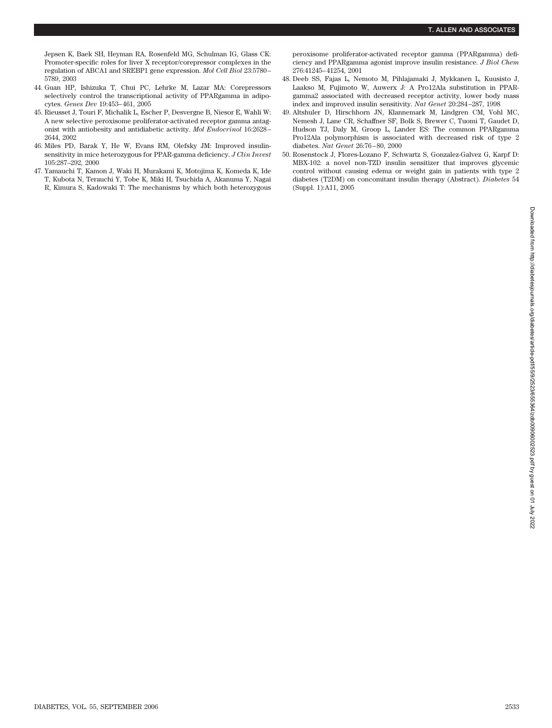Jepsen K, Baek SH, Heyman RA, Rosenfeld MG, Schulman IG, Glass CK: Promoter-specific roles for liver X receptor/corepressor complexes in the regulation of ABCA1 and SREBP1 gene expression. *Mol Cell Biol* 23:5780–5789, 2003

44. Guan HP, Ishizuka T, Chui PC, Lehrke M, Lazar MA: Corepressors selectively control the transcriptional activity of PPARgamma in adipocytes. *Genes Dev* 19:453–461, 2005
45. Rieusset J, Touri F, Michalik L, Escher P, Desvergne B, Niesor E, Wahli W: A new selective peroxisome proliferator-activated receptor gamma antagonist with antiobesity and antidiabetic activity. *Mol Endocrinol* 16:2628–2644, 2002
46. Miles PD, Barak Y, He W, Evans RM, Olefsky JM: Improved insulin-sensitivity in mice heterozygous for PPAR-gamma deficiency. *J Clin Invest* 105:287–292, 2000
47. Yamauchi T, Kamon J, Waki H, Murakami K, Motojima K, Komeda K, Ide T, Kubota N, Terauchi Y, Tobe K, Miki H, Tsuchida A, Akanuma Y, Nagai R, Kimura S, Kadowaki T: The mechanisms by which both heterozygous peroxisome proliferator-activated receptor gamma (PPARgamma) deficiency and PPARgamma agonist improve insulin resistance. *J Biol Chem* 276:41245–41254, 2001
48. Deeb SS, Fajas L, Nemoto M, Pihlajamaki J, Mykkanen L, Kuusisto J, Laakso M, Fujimoto W, Auwerx J: A Pro12Ala substitution in PPARgamma2 associated with decreased receptor activity, lower body mass index and improved insulin sensitivity. *Nat Genet* 20:284–287, 1998
49. Altshuler D, Hirschhorn JN, Klannemark M, Lindgren CM, Vohl MC, Nemesh J, Lane CR, Schaffner SF, Bolk S, Brewer C, Tuomi T, Gaudet D, Hudson TJ, Daly M, Groop L, Lander ES: The common PPARgamma Pro12Ala polymorphism is associated with decreased risk of type 2 diabetes. *Nat Genet* 26:76–80, 2000
50. Rosenstock J, Flores-Lozano F, Schwartz S, Gonzalez-Galvez G, Karpf D: MBX-102: a novel non-TZD insulin sensitizer that improves glycemic control without causing edema or weight gain in patients with type 2 diabetes (T2DM) on concomitant insulin therapy (Abstract). *Diabetes* 54 (Suppl. 1):A11, 2005